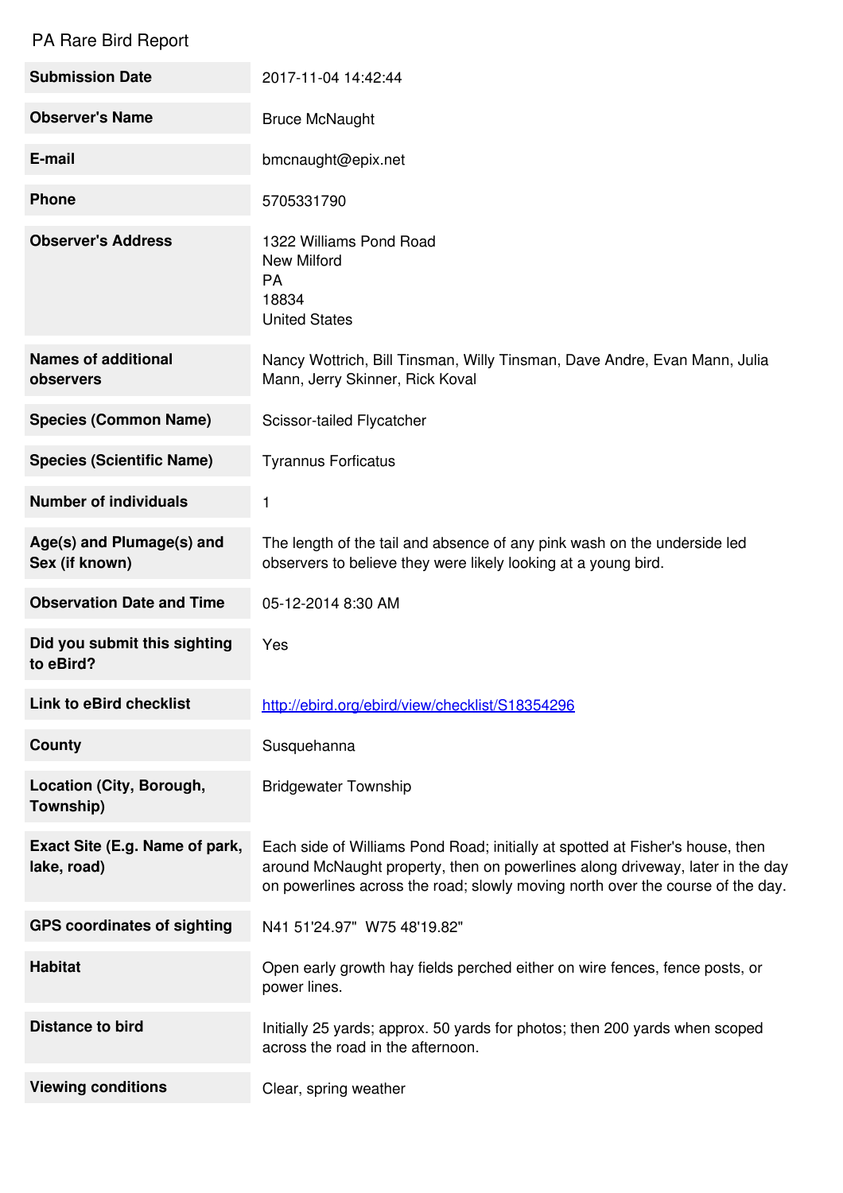# PA Rare Bird Report

| | |
|---|---|
| **Submission Date** | 2017-11-04 14:42:44 |
| **Observer's Name** | Bruce McNaught |
| **E-mail** | bmcnaught@epix.net |
| **Phone** | 5705331790 |
| **Observer's Address** | 1322 Williams Pond Road<br>New Milford<br>PA<br>18834<br>United States |
| **Names of additional observers** | Nancy Wottrich, Bill Tinsman, Willy Tinsman, Dave Andre, Evan Mann, Julia Mann, Jerry Skinner, Rick Koval |
| **Species (Common Name)** | Scissor-tailed Flycatcher |
| **Species (Scientific Name)** | Tyrannus Forficatus |
| **Number of individuals** | 1 |
| **Age(s) and Plumage(s) and Sex (if known)** | The length of the tail and absence of any pink wash on the underside led observers to believe they were likely looking at a young bird. |
| **Observation Date and Time** | 05-12-2014 8:30 AM |
| **Did you submit this sighting to eBird?** | Yes |
| **Link to eBird checklist** | [http://ebird.org/ebird/view/checklist/S18354296](http://ebird.org/ebird/view/checklist/S18354296) |
| **County** | Susquehanna |
| **Location (City, Borough, Township)** | Bridgewater Township |
| **Exact Site (E.g. Name of park, lake, road)** | Each side of Williams Pond Road; initially at spotted at Fisher's house, then around McNaught property, then on powerlines along driveway, later in the day on powerlines across the road; slowly moving north over the course of the day. |
| **GPS coordinates of sighting** | N41 51'24.97" W75 48'19.82" |
| **Habitat** | Open early growth hay fields perched either on wire fences, fence posts, or power lines. |
| **Distance to bird** | Initially 25 yards; approx. 50 yards for photos; then 200 yards when scoped across the road in the afternoon. |
| **Viewing conditions** | Clear, spring weather |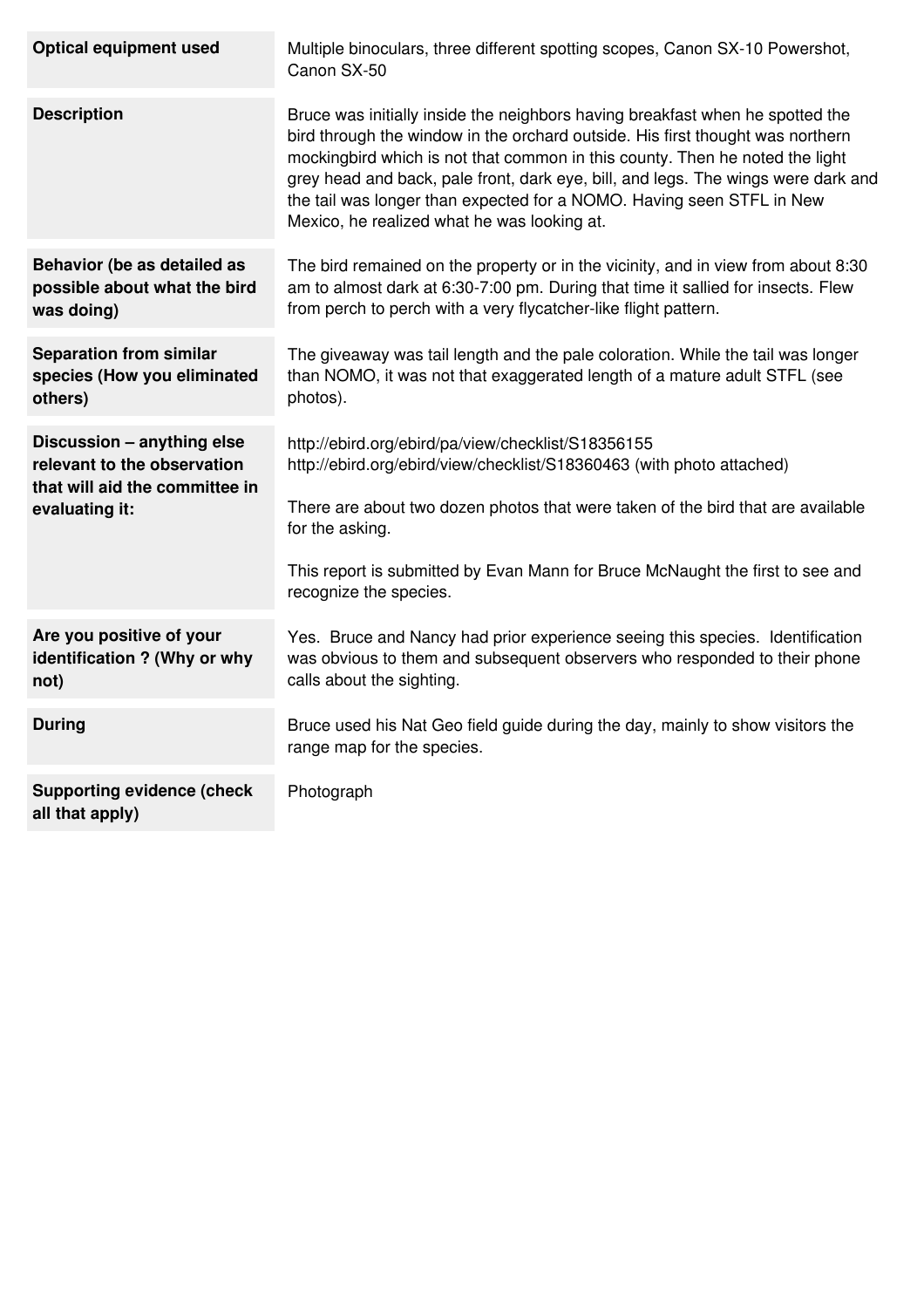| | |
|---|---|
| **Optical equipment used** | Multiple binoculars, three different spotting scopes, Canon SX-10 Powershot, Canon SX-50 |
| **Description** | Bruce was initially inside the neighbors having breakfast when he spotted the bird through the window in the orchard outside. His first thought was northern mockingbird which is not that common in this county. Then he noted the light grey head and back, pale front, dark eye, bill, and legs. The wings were dark and the tail was longer than expected for a NOMO. Having seen STFL in New Mexico, he realized what he was looking at. |
| **Behavior (be as detailed as possible about what the bird was doing)** | The bird remained on the property or in the vicinity, and in view from about 8:30 am to almost dark at 6:30-7:00 pm. During that time it sallied for insects. Flew from perch to perch with a very flycatcher-like flight pattern. |
| **Separation from similar species (How you eliminated others)** | The giveaway was tail length and the pale coloration. While the tail was longer than NOMO, it was not that exaggerated length of a mature adult STFL (see photos). |
| **Discussion – anything else relevant to the observation that will aid the committee in evaluating it:** | http://ebird.org/ebird/pa/view/checklist/S18356155<br>http://ebird.org/ebird/view/checklist/S18360463 (with photo attached)<br><br>There are about two dozen photos that were taken of the bird that are available for the asking.<br><br>This report is submitted by Evan Mann for Bruce McNaught the first to see and recognize the species. |
| **Are you positive of your identification ? (Why or why not)** | Yes. Bruce and Nancy had prior experience seeing this species. Identification was obvious to them and subsequent observers who responded to their phone calls about the sighting. |
| **During** | Bruce used his Nat Geo field guide during the day, mainly to show visitors the range map for the species. |
| **Supporting evidence (check all that apply)** | Photograph |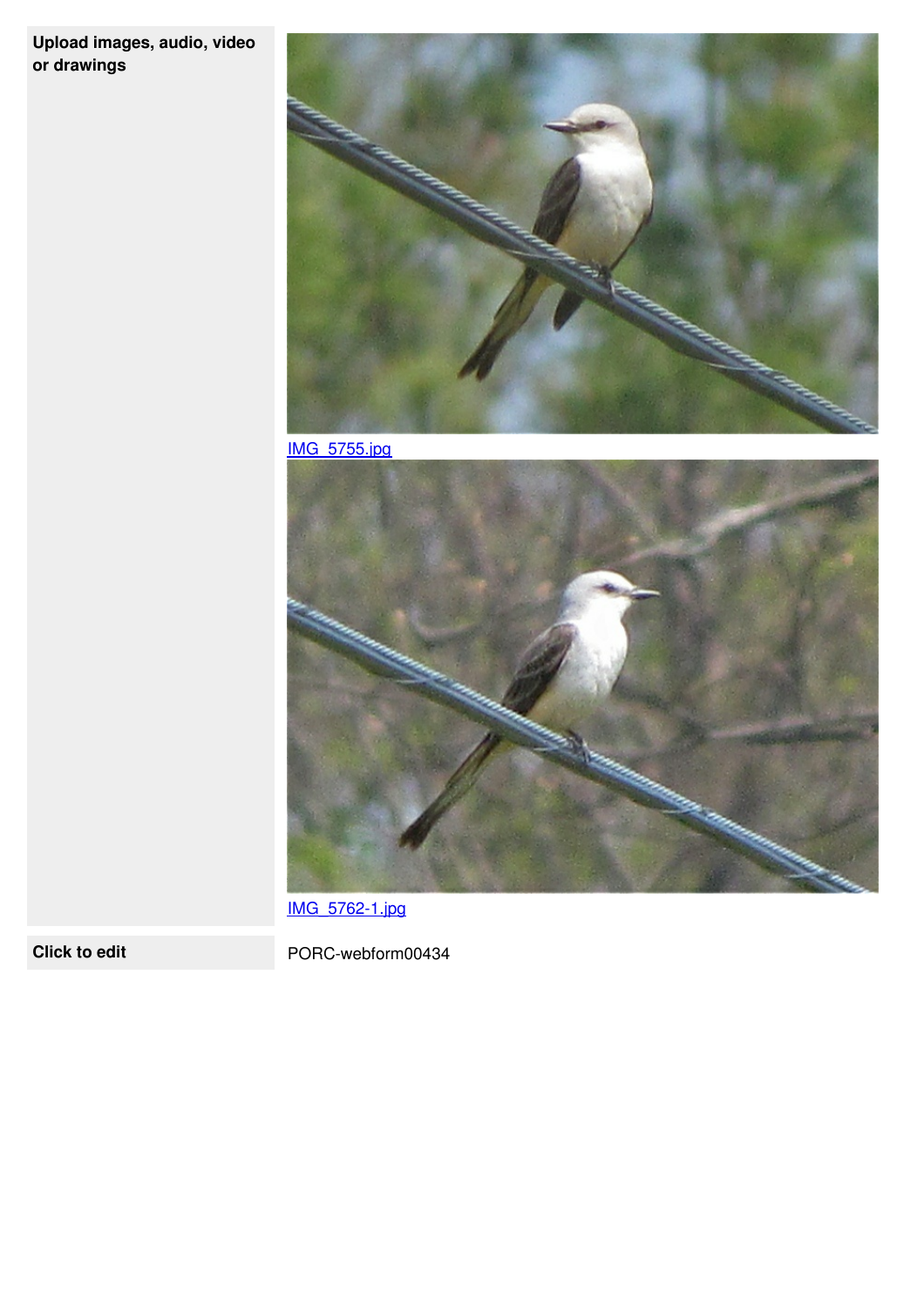| | |
|---|---|
| **Upload images, audio, video or drawings** | [IMG_5755.jpg](IMG_5755.jpg)<br>[IMG_5762-1.jpg](IMG_5762-1.jpg) |
| **Click to edit** | PORC-webform00434 |